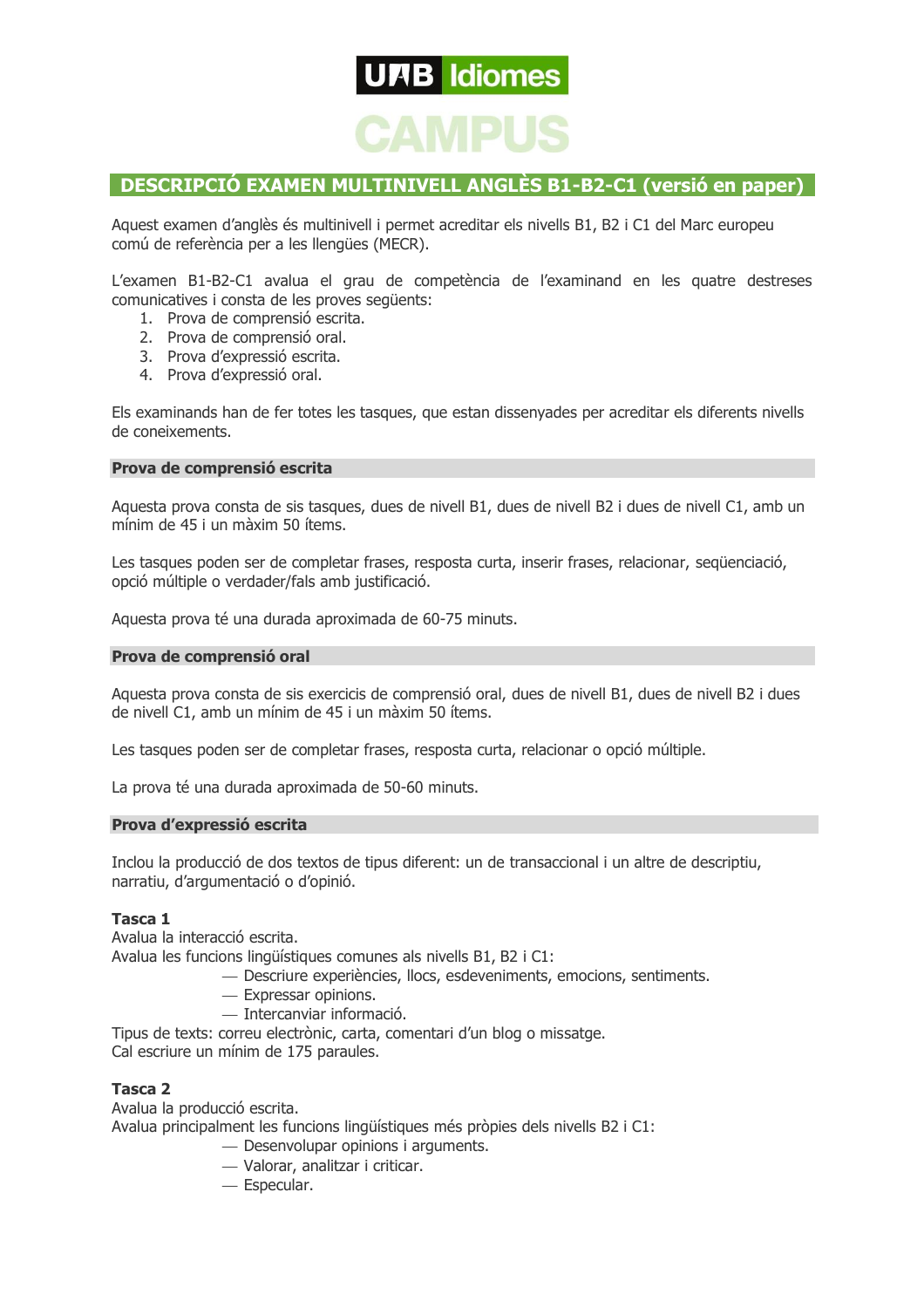UAB Idiomes

CAMPUS

# DESCRIPCIÓ EXAMEN MULTINIVELL ANGLÈS B1-B2-C1 (versió en paper)

Aquest examen d'anglès és multinivell i permet acreditar els nivells B1, B2 i C1 del Marc europeu comú de referència per a les llengües (MECR).

L'examen B1-B2-C1 avalua el grau de competència de l'examinand en les quatre destreses comunicatives i consta de les proves següents:

1. Prova de comprensió escrita.
2. Prova de comprensió oral.
3. Prova d'expressió escrita.
4. Prova d'expressió oral.

Els examinands han de fer totes les tasques, que estan dissenyades per acreditar els diferents nivells de coneixements.

## Prova de comprensió escrita

Aquesta prova consta de sis tasques, dues de nivell B1, dues de nivell B2 i dues de nivell C1, amb un mínim de 45 i un màxim 50 ítems.

Les tasques poden ser de completar frases, resposta curta, inserir frases, relacionar, seqüenciació, opció múltiple o verdader/fals amb justificació.

Aquesta prova té una durada aproximada de 60-75 minuts.

## Prova de comprensió oral

Aquesta prova consta de sis exercicis de comprensió oral, dues de nivell B1, dues de nivell B2 i dues de nivell C1, amb un mínim de 45 i un màxim 50 ítems.

Les tasques poden ser de completar frases, resposta curta, relacionar o opció múltiple.

La prova té una durada aproximada de 50-60 minuts.

## Prova d'expressió escrita

Inclou la producció de dos textos de tipus diferent: un de transaccional i un altre de descriptiu, narratiu, d'argumentació o d'opinió.

**Tasca 1**
Avalua la interacció escrita.
Avalua les funcions lingüístiques comunes als nivells B1, B2 i C1:

- Descriure experiències, llocs, esdeveniments, emocions, sentiments.
- Expressar opinions.
- Intercanviar informació.

Tipus de texts: correu electrònic, carta, comentari d'un blog o missatge.
Cal escriure un mínim de 175 paraules.

**Tasca 2**
Avalua la producció escrita.
Avalua principalment les funcions lingüístiques més pròpies dels nivells B2 i C1:

- Desenvolupar opinions i arguments.
- Valorar, analitzar i criticar.
- Especular.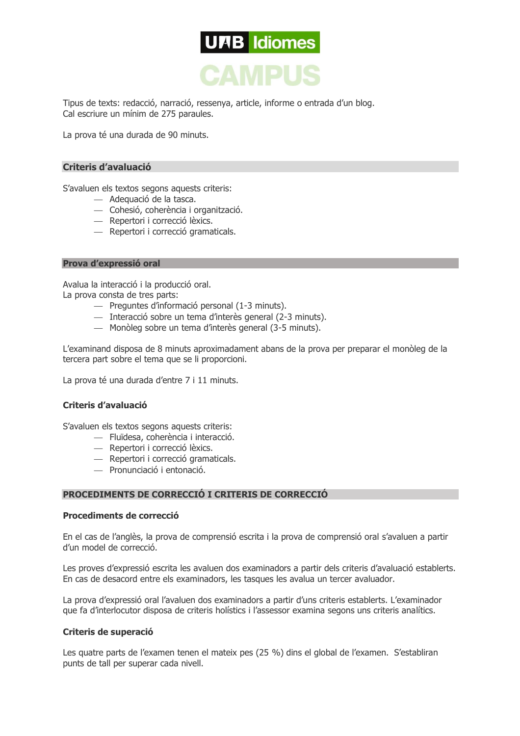Tipus de texts: redacció, narració, ressenya, article, informe o entrada d'un blog.
Cal escriure un mínim de 275 paraules.

La prova té una durada de 90 minuts.

### Criteris d'avaluació

S'avaluen els textos segons aquests criteris:

- Adequació de la tasca.
- Cohesió, coherència i organització.
- Repertori i correcció lèxics.
- Repertori i correcció gramaticals.

## Prova d'expressió oral

Avalua la interacció i la producció oral.
La prova consta de tres parts:

- Preguntes d'informació personal (1-3 minuts).
- Interacció sobre un tema d'interès general (2-3 minuts).
- Monòleg sobre un tema d'interès general (3-5 minuts).

L'examinand disposa de 8 minuts aproximadament abans de la prova per preparar el monòleg de la tercera part sobre el tema que se li proporcioni.

La prova té una durada d'entre 7 i 11 minuts.

### Criteris d'avaluació

S'avaluen els textos segons aquests criteris:

- Fluïdesa, coherència i interacció.
- Repertori i correcció lèxics.
- Repertori i correcció gramaticals.
- Pronunciació i entonació.

## PROCEDIMENTS DE CORRECCIÓ I CRITERIS DE CORRECCIÓ

### Procediments de correcció

En el cas de l'anglès, la prova de comprensió escrita i la prova de comprensió oral s'avaluen a partir d'un model de correcció.

Les proves d'expressió escrita les avaluen dos examinadors a partir dels criteris d'avaluació establerts. En cas de desacord entre els examinadors, les tasques les avalua un tercer avaluador.

La prova d'expressió oral l'avaluen dos examinadors a partir d'uns criteris establerts. L'examinador que fa d'interlocutor disposa de criteris holístics i l'assessor examina segons uns criteris analítics.

### Criteris de superació

Les quatre parts de l'examen tenen el mateix pes (25 %) dins el global de l'examen. S'establiran punts de tall per superar cada nivell.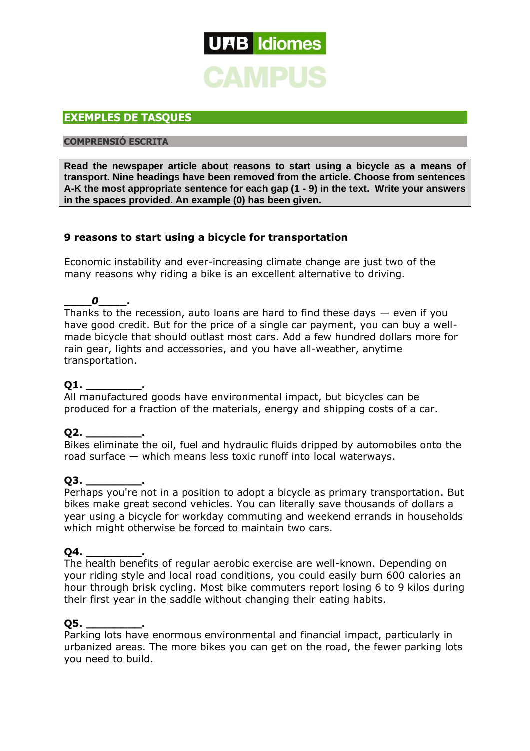UAB Idiomes

CAMPUS

## EXEMPLES DE TASQUES

### COMPRENSIÓ ESCRITA

**Read the newspaper article about reasons to start using a bicycle as a means of transport. Nine headings have been removed from the article. Choose from sentences A-K the most appropriate sentence for each gap (1 - 9) in the text. Write your answers in the spaces provided. An example (0) has been given.**

**9 reasons to start using a bicycle for transportation**

Economic instability and ever-increasing climate change are just two of the many reasons why riding a bike is an excellent alternative to driving.

**____*0*____.**
Thanks to the recession, auto loans are hard to find these days — even if you have good credit. But for the price of a single car payment, you can buy a well-made bicycle that should outlast most cars. Add a few hundred dollars more for rain gear, lights and accessories, and you have all-weather, anytime transportation.

**Q1. ________.**
All manufactured goods have environmental impact, but bicycles can be produced for a fraction of the materials, energy and shipping costs of a car.

**Q2. ________.**
Bikes eliminate the oil, fuel and hydraulic fluids dripped by automobiles onto the road surface — which means less toxic runoff into local waterways.

**Q3. ________.**
Perhaps you're not in a position to adopt a bicycle as primary transportation. But bikes make great second vehicles. You can literally save thousands of dollars a year using a bicycle for workday commuting and weekend errands in households which might otherwise be forced to maintain two cars.

**Q4. ________.**
The health benefits of regular aerobic exercise are well-known. Depending on your riding style and local road conditions, you could easily burn 600 calories an hour through brisk cycling. Most bike commuters report losing 6 to 9 kilos during their first year in the saddle without changing their eating habits.

**Q5. ________.**
Parking lots have enormous environmental and financial impact, particularly in urbanized areas. The more bikes you can get on the road, the fewer parking lots you need to build.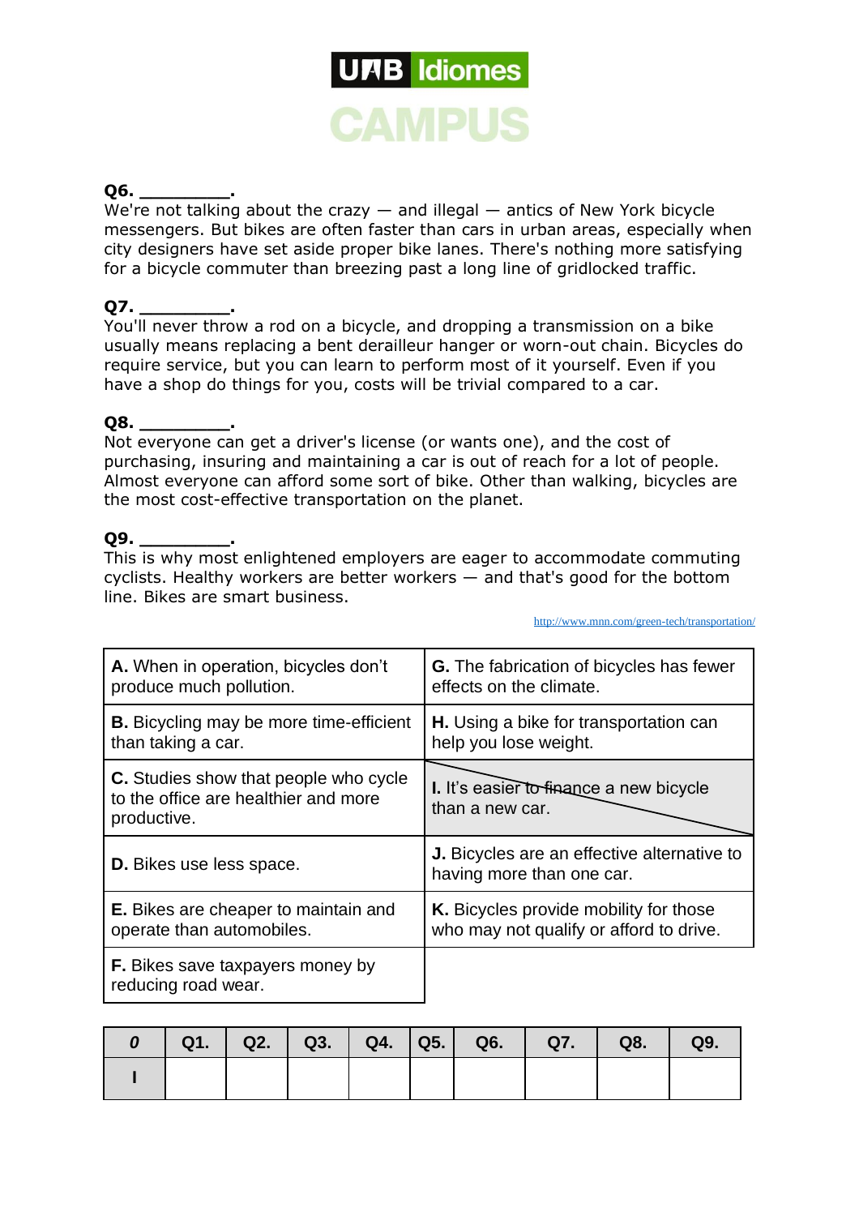**Q6. _________.**
We're not talking about the crazy — and illegal — antics of New York bicycle messengers. But bikes are often faster than cars in urban areas, especially when city designers have set aside proper bike lanes. There's nothing more satisfying for a bicycle commuter than breezing past a long line of gridlocked traffic.

**Q7. _________.**
You'll never throw a rod on a bicycle, and dropping a transmission on a bike usually means replacing a bent derailleur hanger or worn-out chain. Bicycles do require service, but you can learn to perform most of it yourself. Even if you have a shop do things for you, costs will be trivial compared to a car.

**Q8. _________.**
Not everyone can get a driver's license (or wants one), and the cost of purchasing, insuring and maintaining a car is out of reach for a lot of people. Almost everyone can afford some sort of bike. Other than walking, bicycles are the most cost-effective transportation on the planet.

**Q9. _________.**
This is why most enlightened employers are eager to accommodate commuting cyclists. Healthy workers are better workers — and that's good for the bottom line. Bikes are smart business.

http://www.mnn.com/green-tech/transportation/

| | |
|---|---|
| **A.** When in operation, bicycles don't produce much pollution. | **G.** The fabrication of bicycles has fewer effects on the climate. |
| **B.** Bicycling may be more time-efficient than taking a car. | **H.** Using a bike for transportation can help you lose weight. |
| **C.** Studies show that people who cycle to the office are healthier and more productive. | **I.** It's easier to finance a new bicycle than a new car. |
| **D.** Bikes use less space. | **J.** Bicycles are an effective alternative to having more than one car. |
| **E.** Bikes are cheaper to maintain and operate than automobiles. | **K.** Bicycles provide mobility for those who may not qualify or afford to drive. |
| **F.** Bikes save taxpayers money by reducing road wear. | |

| *0* | Q1. | Q2. | Q3. | Q4. | Q5. | Q6. | Q7. | Q8. | Q9. |
|---|---|---|---|---|---|---|---|---|---|
| I | | | | | | | | | |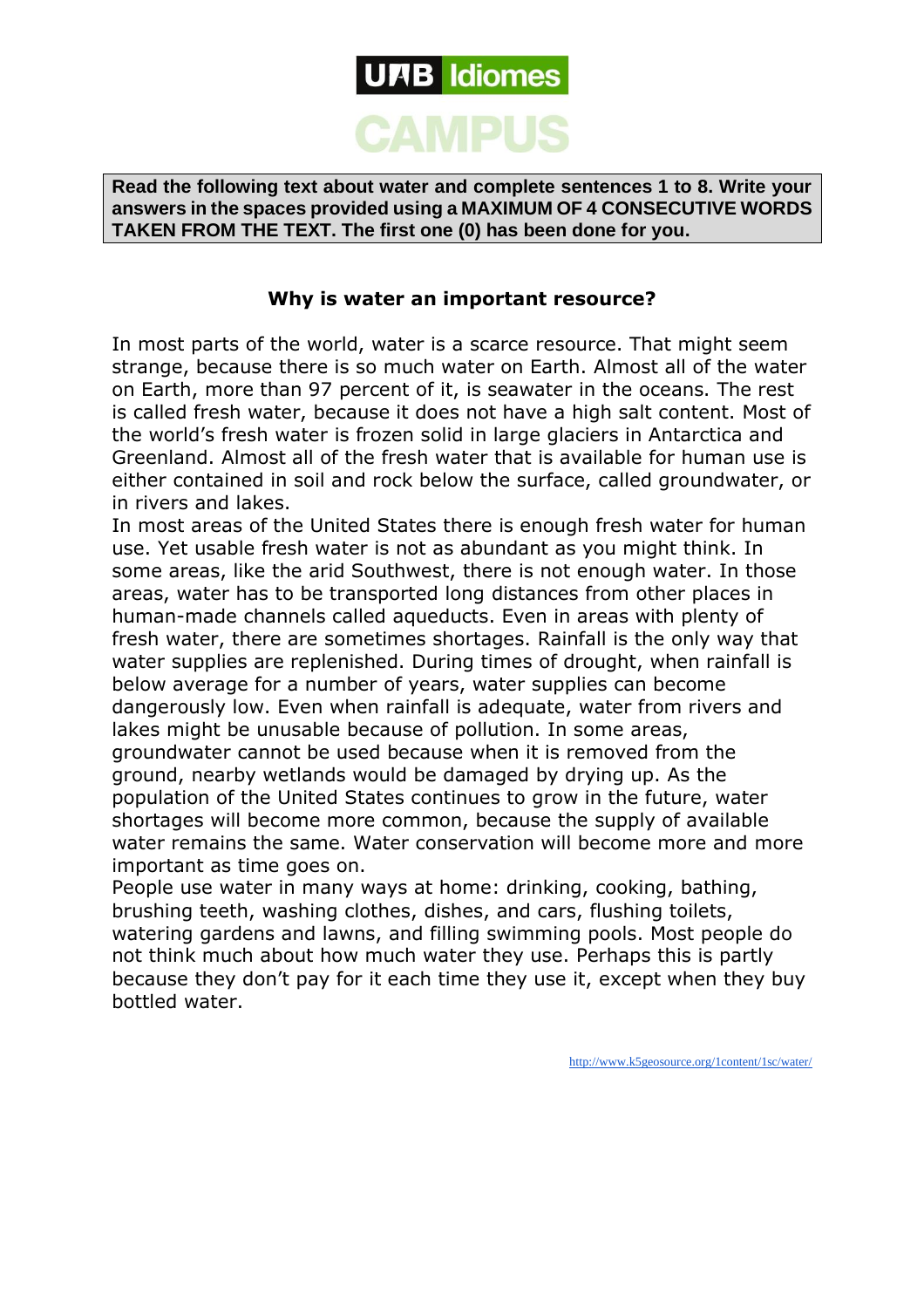**Read the following text about water and complete sentences 1 to 8. Write your answers in the spaces provided using a MAXIMUM OF 4 CONSECUTIVE WORDS TAKEN FROM THE TEXT. The first one (0) has been done for you.**

## Why is water an important resource?

In most parts of the world, water is a scarce resource. That might seem strange, because there is so much water on Earth. Almost all of the water on Earth, more than 97 percent of it, is seawater in the oceans. The rest is called fresh water, because it does not have a high salt content. Most of the world's fresh water is frozen solid in large glaciers in Antarctica and Greenland. Almost all of the fresh water that is available for human use is either contained in soil and rock below the surface, called groundwater, or in rivers and lakes.

In most areas of the United States there is enough fresh water for human use. Yet usable fresh water is not as abundant as you might think. In some areas, like the arid Southwest, there is not enough water. In those areas, water has to be transported long distances from other places in human-made channels called aqueducts. Even in areas with plenty of fresh water, there are sometimes shortages. Rainfall is the only way that water supplies are replenished. During times of drought, when rainfall is below average for a number of years, water supplies can become dangerously low. Even when rainfall is adequate, water from rivers and lakes might be unusable because of pollution. In some areas, groundwater cannot be used because when it is removed from the ground, nearby wetlands would be damaged by drying up. As the population of the United States continues to grow in the future, water shortages will become more common, because the supply of available water remains the same. Water conservation will become more and more important as time goes on.

People use water in many ways at home: drinking, cooking, bathing, brushing teeth, washing clothes, dishes, and cars, flushing toilets, watering gardens and lawns, and filling swimming pools. Most people do not think much about how much water they use. Perhaps this is partly because they don't pay for it each time they use it, except when they buy bottled water.

http://www.k5geosource.org/1content/1sc/water/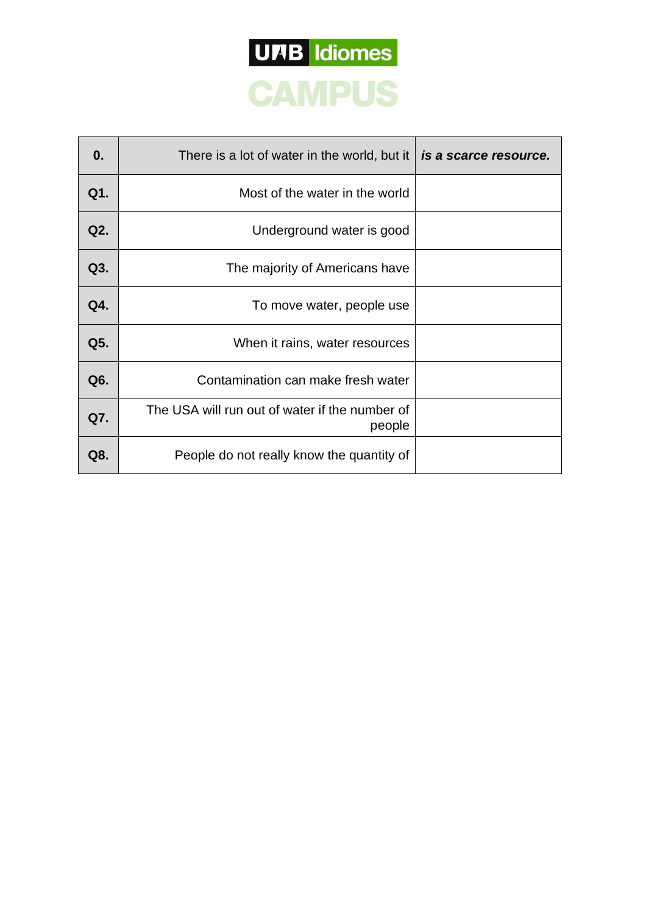UAB Idiomes

CAMPUS

| 0. | There is a lot of water in the world, but it | ***is a scarce resource.*** |
|---|---|---|
| **Q1.** | Most of the water in the world | |
| **Q2.** | Underground water is good | |
| **Q3.** | The majority of Americans have | |
| **Q4.** | To move water, people use | |
| **Q5.** | When it rains, water resources | |
| **Q6.** | Contamination can make fresh water | |
| **Q7.** | The USA will run out of water if the number of people | |
| **Q8.** | People do not really know the quantity of | |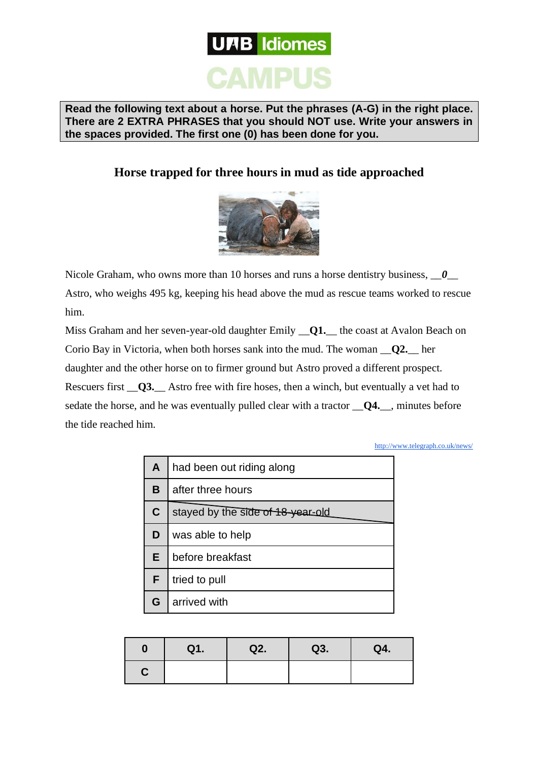**Read the following text about a horse. Put the phrases (A-G) in the right place. There are 2 EXTRA PHRASES that you should NOT use. Write your answers in the spaces provided. The first one (0) has been done for you.**

## Horse trapped for three hours in mud as tide approached

Nicole Graham, who owns more than 10 horses and runs a horse dentistry business, __*0*__ Astro, who weighs 495 kg, keeping his head above the mud as rescue teams worked to rescue him.

Miss Graham and her seven-year-old daughter Emily __**Q1.**__ the coast at Avalon Beach on Corio Bay in Victoria, when both horses sank into the mud. The woman __**Q2.**__ her daughter and the other horse on to firmer ground but Astro proved a different prospect. Rescuers first __**Q3.**__ Astro free with fire hoses, then a winch, but eventually a vet had to sedate the horse, and he was eventually pulled clear with a tractor __**Q4.**__, minutes before the tide reached him.

http://www.telegraph.co.uk/news/

| | |
|---|---|
| **A** | had been out riding along |
| **B** | after three hours |
| **C** | ~~stayed by the side of 18-year-old~~ |
| **D** | was able to help |
| **E** | before breakfast |
| **F** | tried to pull |
| **G** | arrived with |

| 0 | Q1. | Q2. | Q3. | Q4. |
|---|---|---|---|---|
| C | | | | |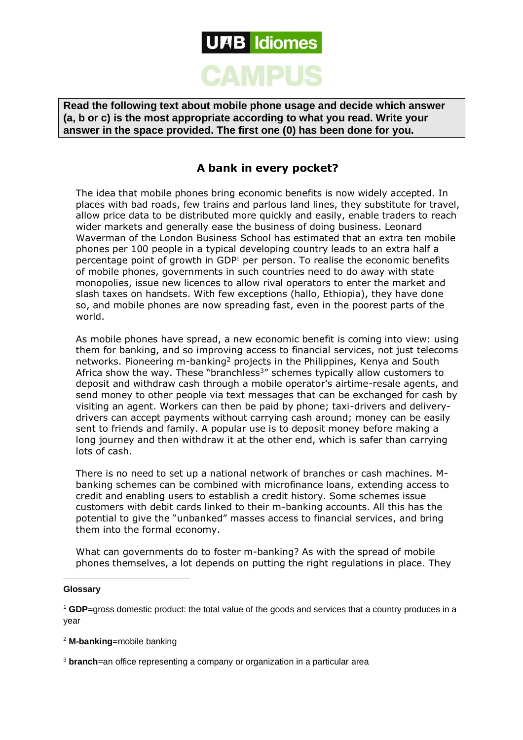**Read the following text about mobile phone usage and decide which answer (a, b or c) is the most appropriate according to what you read. Write your answer in the space provided. The first one (0) has been done for you.**

## A bank in every pocket?

The idea that mobile phones bring economic benefits is now widely accepted. In places with bad roads, few trains and parlous land lines, they substitute for travel, allow price data to be distributed more quickly and easily, enable traders to reach wider markets and generally ease the business of doing business. Leonard Waverman of the London Business School has estimated that an extra ten mobile phones per 100 people in a typical developing country leads to an extra half a percentage point of growth in GDP[1] per person. To realise the economic benefits of mobile phones, governments in such countries need to do away with state monopolies, issue new licences to allow rival operators to enter the market and slash taxes on handsets. With few exceptions (hallo, Ethiopia), they have done so, and mobile phones are now spreading fast, even in the poorest parts of the world.

As mobile phones have spread, a new economic benefit is coming into view: using them for banking, and so improving access to financial services, not just telecoms networks. Pioneering m-banking[2] projects in the Philippines, Kenya and South Africa show the way. These "branchless[3]" schemes typically allow customers to deposit and withdraw cash through a mobile operator's airtime-resale agents, and send money to other people via text messages that can be exchanged for cash by visiting an agent. Workers can then be paid by phone; taxi-drivers and delivery-drivers can accept payments without carrying cash around; money can be easily sent to friends and family. A popular use is to deposit money before making a long journey and then withdraw it at the other end, which is safer than carrying lots of cash.

There is no need to set up a national network of branches or cash machines. M-banking schemes can be combined with microfinance loans, extending access to credit and enabling users to establish a credit history. Some schemes issue customers with debit cards linked to their m-banking accounts. All this has the potential to give the "unbanked" masses access to financial services, and bring them into the formal economy.

What can governments do to foster m-banking? As with the spread of mobile phones themselves, a lot depends on putting the right regulations in place. They

---

**Glossary**

[1] **GDP**=gross domestic product: the total value of the goods and services that a country produces in a year

[2] **M-banking**=mobile banking

[3] **branch**=an office representing a company or organization in a particular area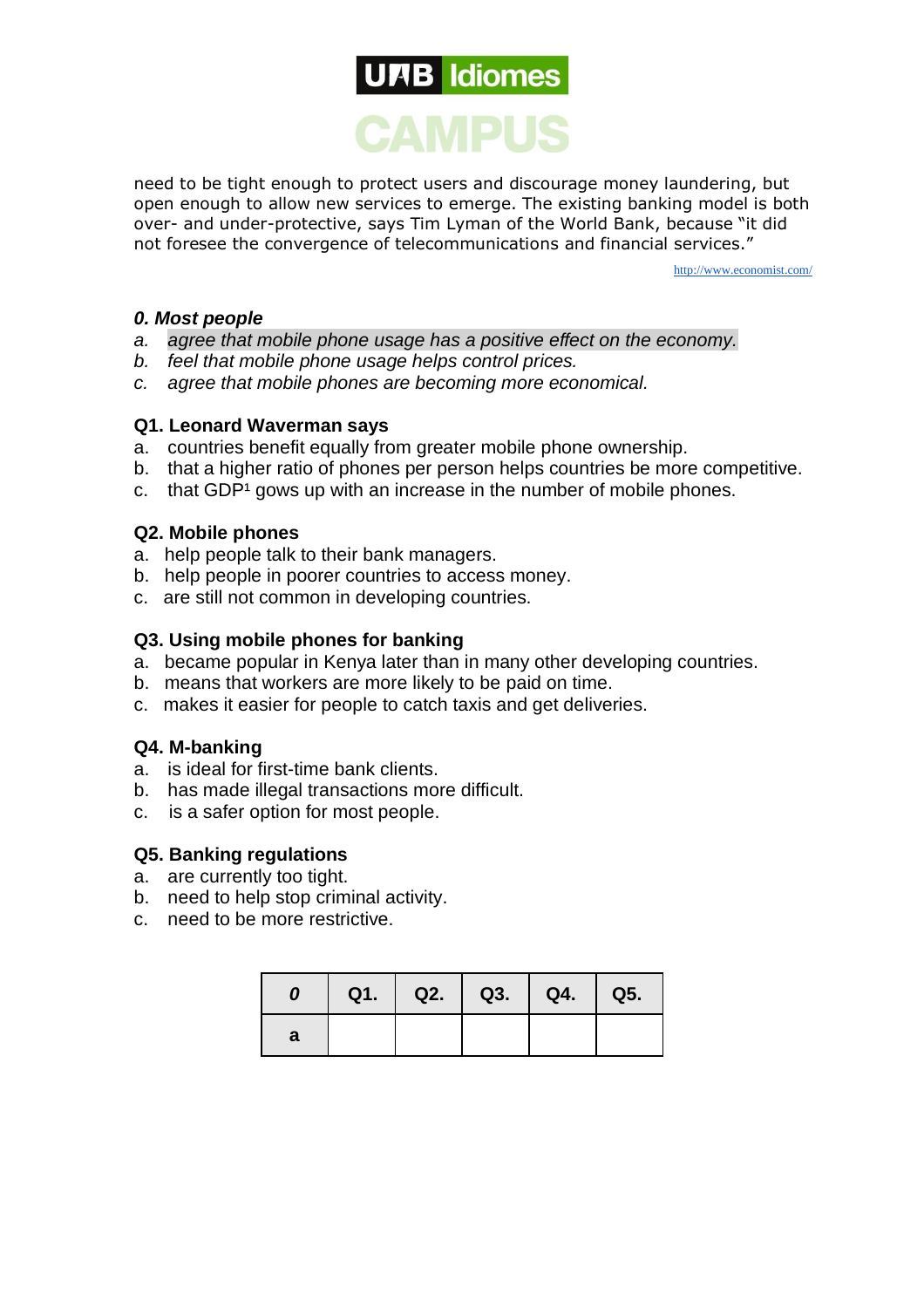need to be tight enough to protect users and discourage money laundering, but open enough to allow new services to emerge. The existing banking model is both over- and under-protective, says Tim Lyman of the World Bank, because "it did not foresee the convergence of telecommunications and financial services."

http://www.economist.com/

***0. Most people***

*a. agree that mobile phone usage has a positive effect on the economy.*
*b. feel that mobile phone usage helps control prices.*
*c. agree that mobile phones are becoming more economical.*

**Q1. Leonard Waverman says**

a. countries benefit equally from greater mobile phone ownership.
b. that a higher ratio of phones per person helps countries be more competitive.
c. that GDP[1] gows up with an increase in the number of mobile phones.

**Q2. Mobile phones**

a. help people talk to their bank managers.
b. help people in poorer countries to access money.
c. are still not common in developing countries.

**Q3. Using mobile phones for banking**

a. became popular in Kenya later than in many other developing countries.
b. means that workers are more likely to be paid on time.
c. makes it easier for people to catch taxis and get deliveries.

**Q4. M-banking**

a. is ideal for first-time bank clients.
b. has made illegal transactions more difficult.
c. is a safer option for most people.

**Q5. Banking regulations**

a. are currently too tight.
b. need to help stop criminal activity.
c. need to be more restrictive.

| *0* | Q1. | Q2. | Q3. | Q4. | Q5. |
|---|---|---|---|---|---|
| a | | | | | |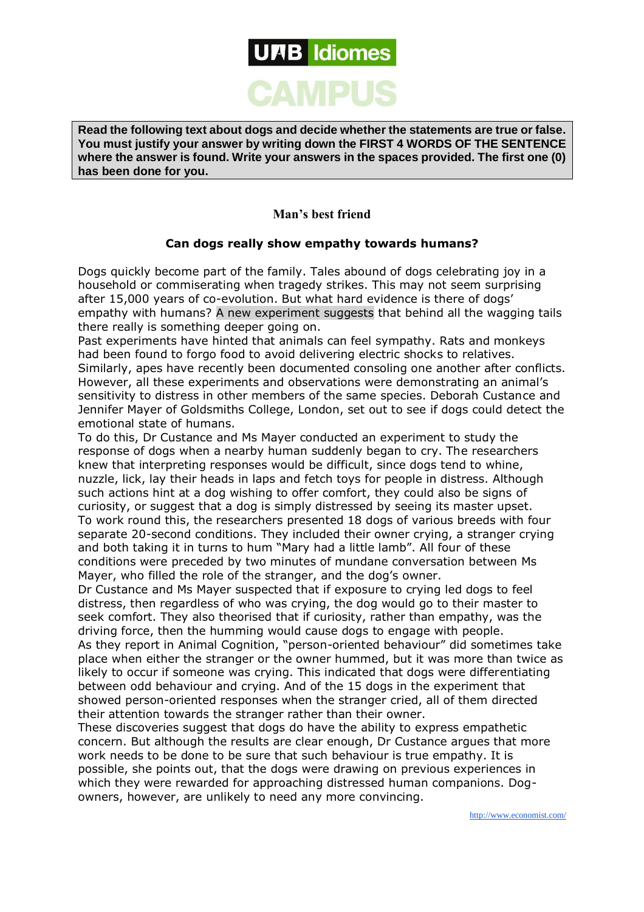**Read the following text about dogs and decide whether the statements are true or false. You must justify your answer by writing down the FIRST 4 WORDS OF THE SENTENCE where the answer is found. Write your answers in the spaces provided. The first one (0) has been done for you.**

## Man's best friend

### Can dogs really show empathy towards humans?

Dogs quickly become part of the family. Tales abound of dogs celebrating joy in a household or commiserating when tragedy strikes. This may not seem surprising after 15,000 years of co-evolution. But what hard evidence is there of dogs' empathy with humans? A new experiment suggests that behind all the wagging tails there really is something deeper going on.

Past experiments have hinted that animals can feel sympathy. Rats and monkeys had been found to forgo food to avoid delivering electric shocks to relatives. Similarly, apes have recently been documented consoling one another after conflicts. However, all these experiments and observations were demonstrating an animal's sensitivity to distress in other members of the same species. Deborah Custance and Jennifer Mayer of Goldsmiths College, London, set out to see if dogs could detect the emotional state of humans.

To do this, Dr Custance and Ms Mayer conducted an experiment to study the response of dogs when a nearby human suddenly began to cry. The researchers knew that interpreting responses would be difficult, since dogs tend to whine, nuzzle, lick, lay their heads in laps and fetch toys for people in distress. Although such actions hint at a dog wishing to offer comfort, they could also be signs of curiosity, or suggest that a dog is simply distressed by seeing its master upset.

To work round this, the researchers presented 18 dogs of various breeds with four separate 20-second conditions. They included their owner crying, a stranger crying and both taking it in turns to hum "Mary had a little lamb". All four of these conditions were preceded by two minutes of mundane conversation between Ms Mayer, who filled the role of the stranger, and the dog's owner.

Dr Custance and Ms Mayer suspected that if exposure to crying led dogs to feel distress, then regardless of who was crying, the dog would go to their master to seek comfort. They also theorised that if curiosity, rather than empathy, was the driving force, then the humming would cause dogs to engage with people.

As they report in Animal Cognition, "person-oriented behaviour" did sometimes take place when either the stranger or the owner hummed, but it was more than twice as likely to occur if someone was crying. This indicated that dogs were differentiating between odd behaviour and crying. And of the 15 dogs in the experiment that showed person-oriented responses when the stranger cried, all of them directed their attention towards the stranger rather than their owner.

These discoveries suggest that dogs do have the ability to express empathetic concern. But although the results are clear enough, Dr Custance argues that more work needs to be done to be sure that such behaviour is true empathy. It is possible, she points out, that the dogs were drawing on previous experiences in which they were rewarded for approaching distressed human companions. Dog-owners, however, are unlikely to need any more convincing.

http://www.economist.com/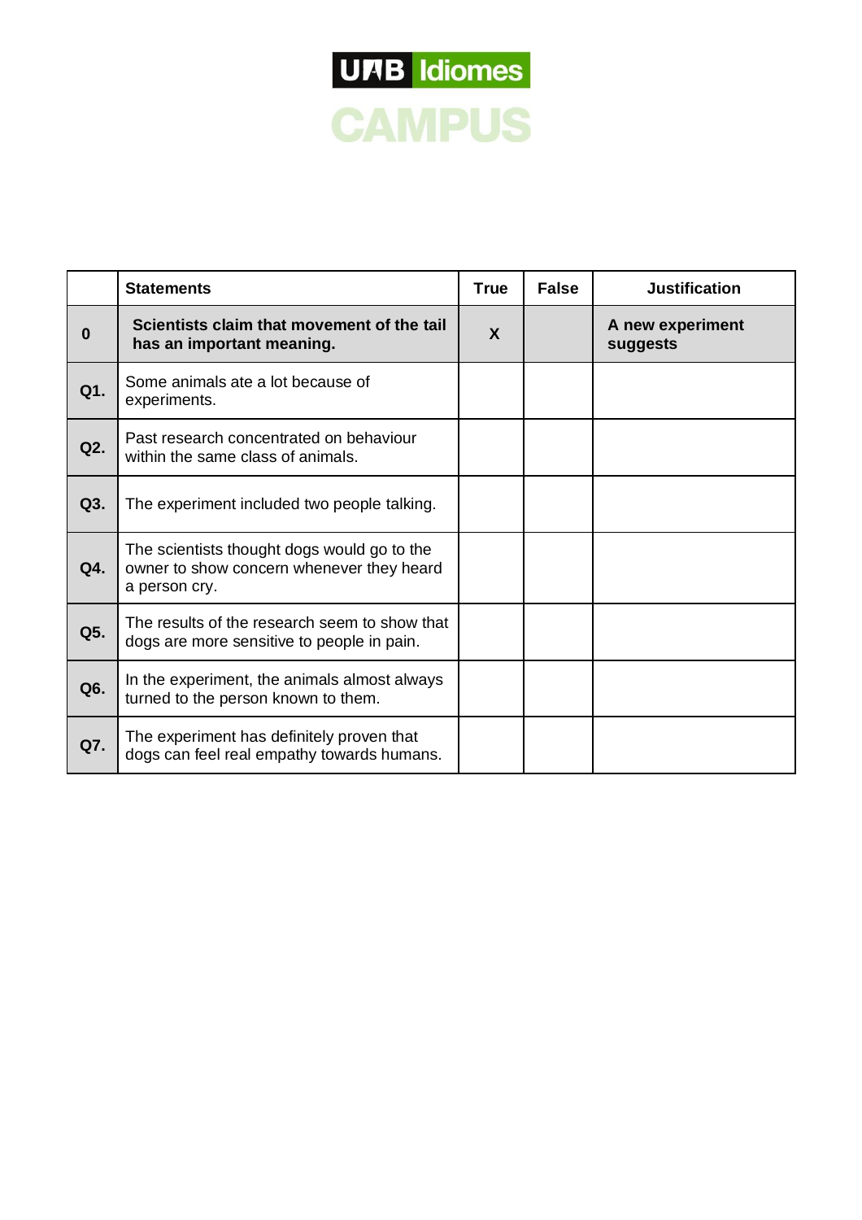UAB Idiomes

CAMPUS

| | Statements | True | False | Justification |
|---|---|---|---|---|
| **0** | **Scientists claim that movement of the tail has an important meaning.** | **X** | | **A new experiment suggests** |
| **Q1.** | Some animals ate a lot because of experiments. | | | |
| **Q2.** | Past research concentrated on behaviour within the same class of animals. | | | |
| **Q3.** | The experiment included two people talking. | | | |
| **Q4.** | The scientists thought dogs would go to the owner to show concern whenever they heard a person cry. | | | |
| **Q5.** | The results of the research seem to show that dogs are more sensitive to people in pain. | | | |
| **Q6.** | In the experiment, the animals almost always turned to the person known to them. | | | |
| **Q7.** | The experiment has definitely proven that dogs can feel real empathy towards humans. | | | |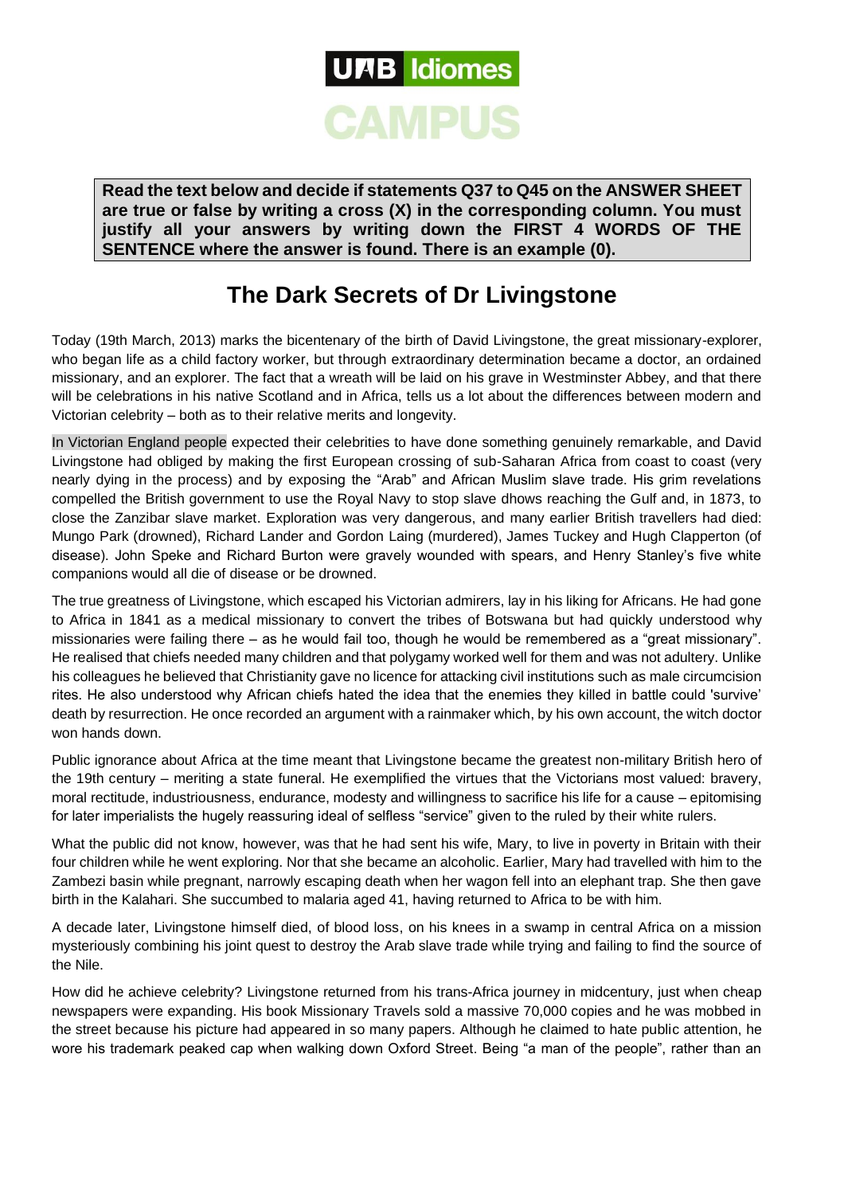**Read the text below and decide if statements Q37 to Q45 on the ANSWER SHEET are true or false by writing a cross (X) in the corresponding column. You must justify all your answers by writing down the FIRST 4 WORDS OF THE SENTENCE where the answer is found. There is an example (0).**

# The Dark Secrets of Dr Livingstone

Today (19th March, 2013) marks the bicentenary of the birth of David Livingstone, the great missionary-explorer, who began life as a child factory worker, but through extraordinary determination became a doctor, an ordained missionary, and an explorer. The fact that a wreath will be laid on his grave in Westminster Abbey, and that there will be celebrations in his native Scotland and in Africa, tells us a lot about the differences between modern and Victorian celebrity – both as to their relative merits and longevity.

In Victorian England people expected their celebrities to have done something genuinely remarkable, and David Livingstone had obliged by making the first European crossing of sub-Saharan Africa from coast to coast (very nearly dying in the process) and by exposing the "Arab" and African Muslim slave trade. His grim revelations compelled the British government to use the Royal Navy to stop slave dhows reaching the Gulf and, in 1873, to close the Zanzibar slave market. Exploration was very dangerous, and many earlier British travellers had died: Mungo Park (drowned), Richard Lander and Gordon Laing (murdered), James Tuckey and Hugh Clapperton (of disease). John Speke and Richard Burton were gravely wounded with spears, and Henry Stanley's five white companions would all die of disease or be drowned.

The true greatness of Livingstone, which escaped his Victorian admirers, lay in his liking for Africans. He had gone to Africa in 1841 as a medical missionary to convert the tribes of Botswana but had quickly understood why missionaries were failing there – as he would fail too, though he would be remembered as a "great missionary". He realised that chiefs needed many children and that polygamy worked well for them and was not adultery. Unlike his colleagues he believed that Christianity gave no licence for attacking civil institutions such as male circumcision rites. He also understood why African chiefs hated the idea that the enemies they killed in battle could 'survive' death by resurrection. He once recorded an argument with a rainmaker which, by his own account, the witch doctor won hands down.

Public ignorance about Africa at the time meant that Livingstone became the greatest non-military British hero of the 19th century – meriting a state funeral. He exemplified the virtues that the Victorians most valued: bravery, moral rectitude, industriousness, endurance, modesty and willingness to sacrifice his life for a cause – epitomising for later imperialists the hugely reassuring ideal of selfless "service" given to the ruled by their white rulers.

What the public did not know, however, was that he had sent his wife, Mary, to live in poverty in Britain with their four children while he went exploring. Nor that she became an alcoholic. Earlier, Mary had travelled with him to the Zambezi basin while pregnant, narrowly escaping death when her wagon fell into an elephant trap. She then gave birth in the Kalahari. She succumbed to malaria aged 41, having returned to Africa to be with him.

A decade later, Livingstone himself died, of blood loss, on his knees in a swamp in central Africa on a mission mysteriously combining his joint quest to destroy the Arab slave trade while trying and failing to find the source of the Nile.

How did he achieve celebrity? Livingstone returned from his trans-Africa journey in midcentury, just when cheap newspapers were expanding. His book Missionary Travels sold a massive 70,000 copies and he was mobbed in the street because his picture had appeared in so many papers. Although he claimed to hate public attention, he wore his trademark peaked cap when walking down Oxford Street. Being "a man of the people", rather than an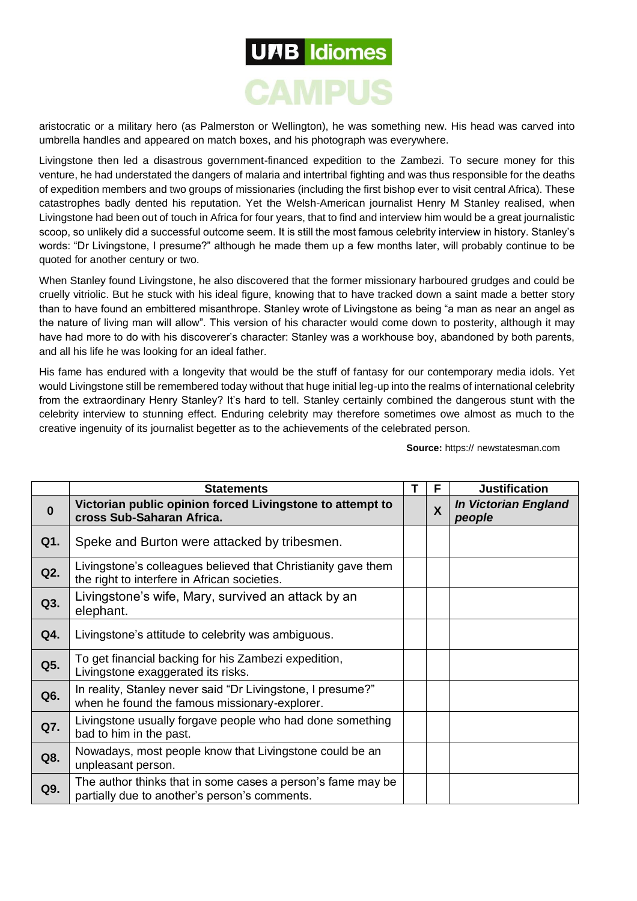aristocratic or a military hero (as Palmerston or Wellington), he was something new. His head was carved into umbrella handles and appeared on match boxes, and his photograph was everywhere.

Livingstone then led a disastrous government-financed expedition to the Zambezi. To secure money for this venture, he had understated the dangers of malaria and intertribal fighting and was thus responsible for the deaths of expedition members and two groups of missionaries (including the first bishop ever to visit central Africa). These catastrophes badly dented his reputation. Yet the Welsh-American journalist Henry M Stanley realised, when Livingstone had been out of touch in Africa for four years, that to find and interview him would be a great journalistic scoop, so unlikely did a successful outcome seem. It is still the most famous celebrity interview in history. Stanley's words: "Dr Livingstone, I presume?" although he made them up a few months later, will probably continue to be quoted for another century or two.

When Stanley found Livingstone, he also discovered that the former missionary harboured grudges and could be cruelly vitriolic. But he stuck with his ideal figure, knowing that to have tracked down a saint made a better story than to have found an embittered misanthrope. Stanley wrote of Livingstone as being "a man as near an angel as the nature of living man will allow". This version of his character would come down to posterity, although it may have had more to do with his discoverer's character: Stanley was a workhouse boy, abandoned by both parents, and all his life he was looking for an ideal father.

His fame has endured with a longevity that would be the stuff of fantasy for our contemporary media idols. Yet would Livingstone still be remembered today without that huge initial leg-up into the realms of international celebrity from the extraordinary Henry Stanley? It's hard to tell. Stanley certainly combined the dangerous stunt with the celebrity interview to stunning effect. Enduring celebrity may therefore sometimes owe almost as much to the creative ingenuity of its journalist begetter as to the achievements of the celebrated person.

**Source:** https:// newstatesman.com

| | Statements | T | F | Justification |
|---|---|---|---|---|
| **0** | **Victorian public opinion forced Livingstone to attempt to cross Sub-Saharan Africa.** | | **X** | ***In Victorian England people*** |
| **Q1.** | Speke and Burton were attacked by tribesmen. | | | |
| **Q2.** | Livingstone's colleagues believed that Christianity gave them the right to interfere in African societies. | | | |
| **Q3.** | Livingstone's wife, Mary, survived an attack by an elephant. | | | |
| **Q4.** | Livingstone's attitude to celebrity was ambiguous. | | | |
| **Q5.** | To get financial backing for his Zambezi expedition, Livingstone exaggerated its risks. | | | |
| **Q6.** | In reality, Stanley never said "Dr Livingstone, I presume?" when he found the famous missionary-explorer. | | | |
| **Q7.** | Livingstone usually forgave people who had done something bad to him in the past. | | | |
| **Q8.** | Nowadays, most people know that Livingstone could be an unpleasant person. | | | |
| **Q9.** | The author thinks that in some cases a person's fame may be partially due to another person's comments. | | | |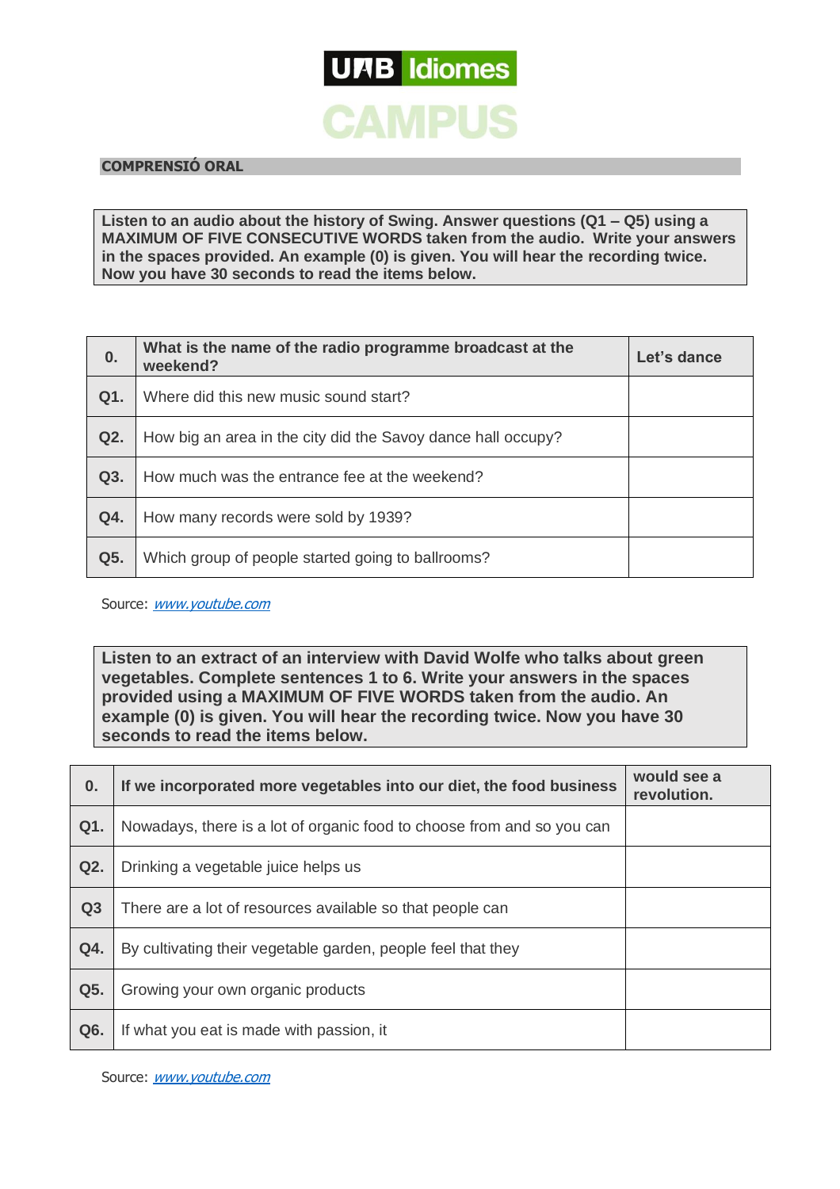UAB Idiomes

CAMPUS

**COMPRENSIÓ ORAL**

**Listen to an audio about the history of Swing. Answer questions (Q1 – Q5) using a MAXIMUM OF FIVE CONSECUTIVE WORDS taken from the audio. Write your answers in the spaces provided. An example (0) is given. You will hear the recording twice. Now you have 30 seconds to read the items below.**

| | | |
|---|---|---|
| **0.** | **What is the name of the radio programme broadcast at the weekend?** | **Let's dance** |
| **Q1.** | Where did this new music sound start? | |
| **Q2.** | How big an area in the city did the Savoy dance hall occupy? | |
| **Q3.** | How much was the entrance fee at the weekend? | |
| **Q4.** | How many records were sold by 1939? | |
| **Q5.** | Which group of people started going to ballrooms? | |

Source: *www.youtube.com*

**Listen to an extract of an interview with David Wolfe who talks about green vegetables. Complete sentences 1 to 6. Write your answers in the spaces provided using a MAXIMUM OF FIVE WORDS taken from the audio. An example (0) is given. You will hear the recording twice. Now you have 30 seconds to read the items below.**

| | | |
|---|---|---|
| **0.** | **If we incorporated more vegetables into our diet, the food business** | **would see a revolution.** |
| **Q1.** | Nowadays, there is a lot of organic food to choose from and so you can | |
| **Q2.** | Drinking a vegetable juice helps us | |
| **Q3** | There are a lot of resources available so that people can | |
| **Q4.** | By cultivating their vegetable garden, people feel that they | |
| **Q5.** | Growing your own organic products | |
| **Q6.** | If what you eat is made with passion, it | |

Source: *www.youtube.com*